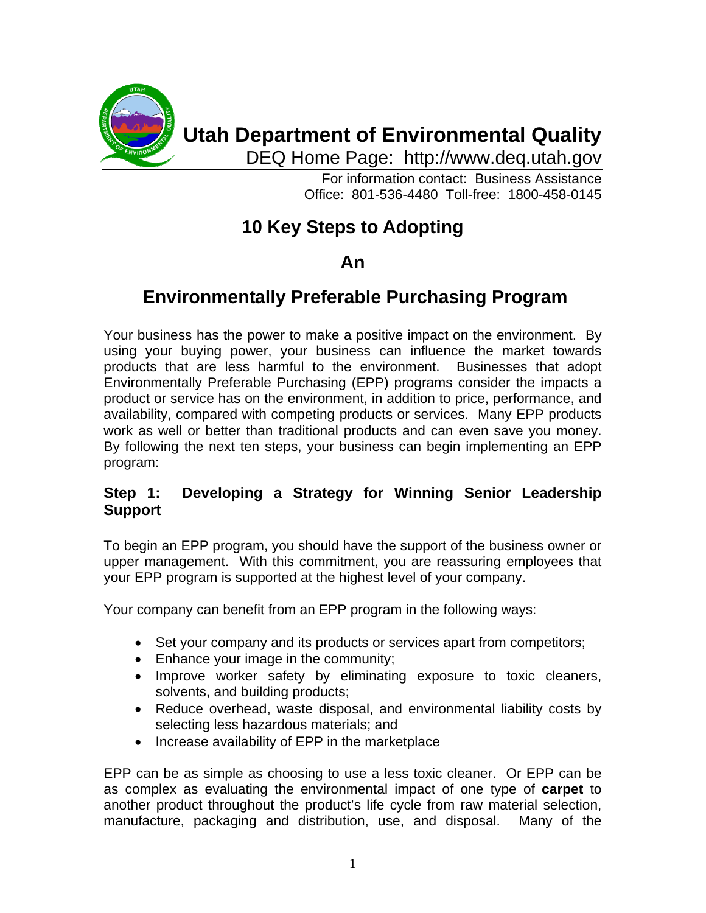# Utah Department of Environmental Quality

DEQ Home Page: http://www.deq.utah.gov

For information contact: Business Assistance
Office: 801-536-4480 Toll-free: 1800-458-0145

## 10 Key Steps to Adopting

## An

## Environmentally Preferable Purchasing Program

Your business has the power to make a positive impact on the environment. By using your buying power, your business can influence the market towards products that are less harmful to the environment. Businesses that adopt Environmentally Preferable Purchasing (EPP) programs consider the impacts a product or service has on the environment, in addition to price, performance, and availability, compared with competing products or services. Many EPP products work as well or better than traditional products and can even save you money. By following the next ten steps, your business can begin implementing an EPP program:

### Step 1: Developing a Strategy for Winning Senior Leadership Support

To begin an EPP program, you should have the support of the business owner or upper management. With this commitment, you are reassuring employees that your EPP program is supported at the highest level of your company.

Your company can benefit from an EPP program in the following ways:

- Set your company and its products or services apart from competitors;
- Enhance your image in the community;
- Improve worker safety by eliminating exposure to toxic cleaners, solvents, and building products;
- Reduce overhead, waste disposal, and environmental liability costs by selecting less hazardous materials; and
- Increase availability of EPP in the marketplace

EPP can be as simple as choosing to use a less toxic cleaner. Or EPP can be as complex as evaluating the environmental impact of one type of **carpet** to another product throughout the product's life cycle from raw material selection, manufacture, packaging and distribution, use, and disposal. Many of the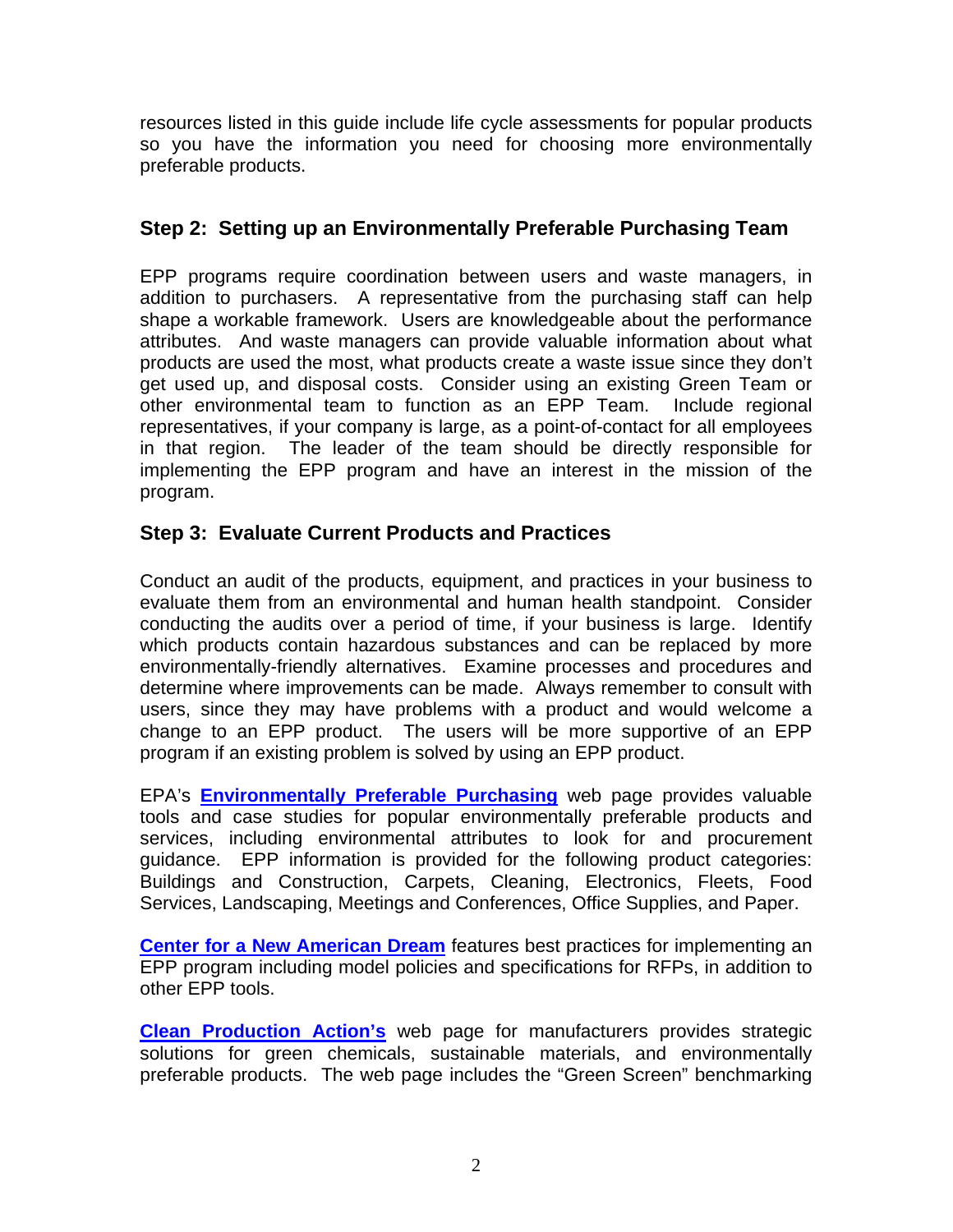resources listed in this guide include life cycle assessments for popular products so you have the information you need for choosing more environmentally preferable products.

## Step 2: Setting up an Environmentally Preferable Purchasing Team

EPP programs require coordination between users and waste managers, in addition to purchasers. A representative from the purchasing staff can help shape a workable framework. Users are knowledgeable about the performance attributes. And waste managers can provide valuable information about what products are used the most, what products create a waste issue since they don't get used up, and disposal costs. Consider using an existing Green Team or other environmental team to function as an EPP Team. Include regional representatives, if your company is large, as a point-of-contact for all employees in that region. The leader of the team should be directly responsible for implementing the EPP program and have an interest in the mission of the program.

## Step 3: Evaluate Current Products and Practices

Conduct an audit of the products, equipment, and practices in your business to evaluate them from an environmental and human health standpoint. Consider conducting the audits over a period of time, if your business is large. Identify which products contain hazardous substances and can be replaced by more environmentally-friendly alternatives. Examine processes and procedures and determine where improvements can be made. Always remember to consult with users, since they may have problems with a product and would welcome a change to an EPP product. The users will be more supportive of an EPP program if an existing problem is solved by using an EPP product.

EPA's **Environmentally Preferable Purchasing** web page provides valuable tools and case studies for popular environmentally preferable products and services, including environmental attributes to look for and procurement guidance. EPP information is provided for the following product categories: Buildings and Construction, Carpets, Cleaning, Electronics, Fleets, Food Services, Landscaping, Meetings and Conferences, Office Supplies, and Paper.

**Center for a New American Dream** features best practices for implementing an EPP program including model policies and specifications for RFPs, in addition to other EPP tools.

**Clean Production Action's** web page for manufacturers provides strategic solutions for green chemicals, sustainable materials, and environmentally preferable products. The web page includes the "Green Screen" benchmarking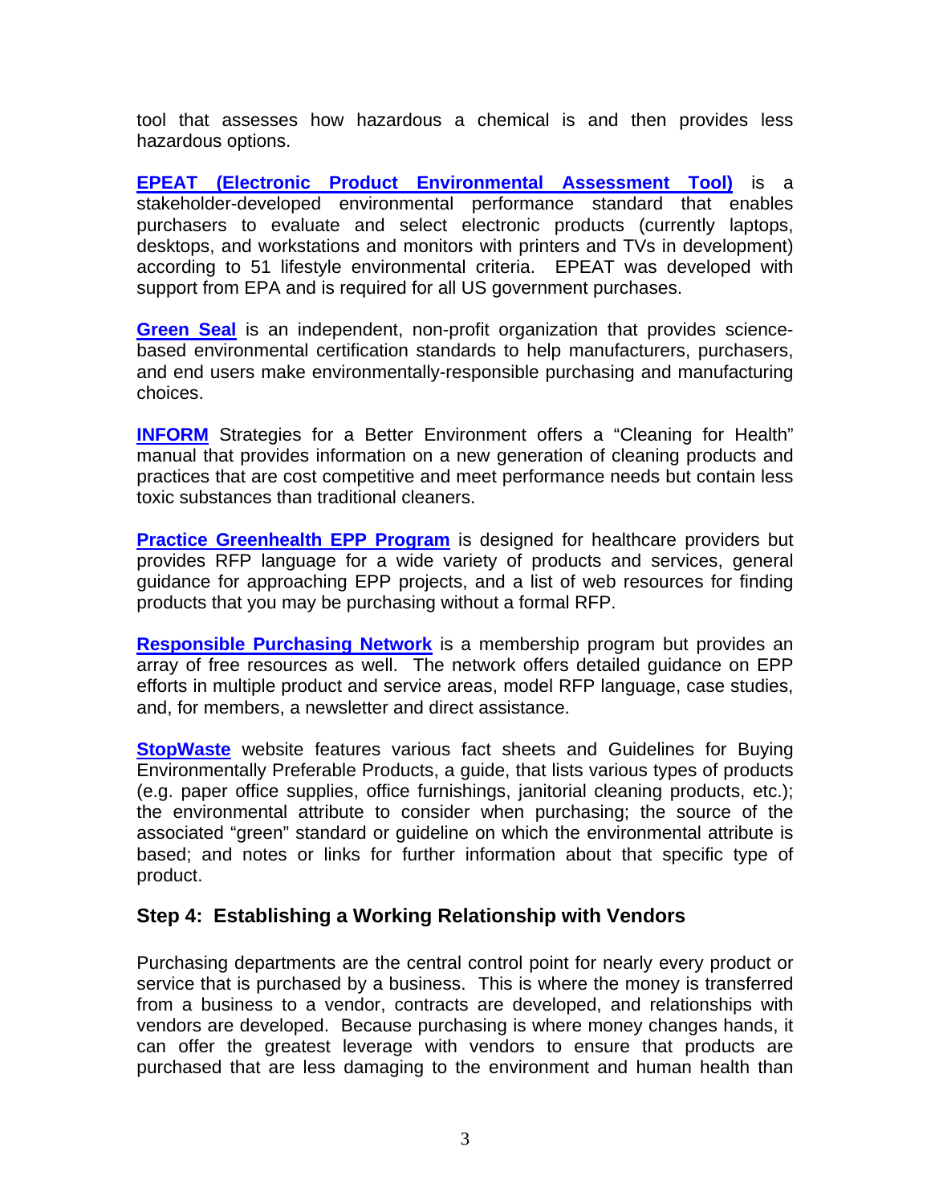tool that assesses how hazardous a chemical is and then provides less hazardous options.

**EPEAT (Electronic Product Environmental Assessment Tool)** is a stakeholder-developed environmental performance standard that enables purchasers to evaluate and select electronic products (currently laptops, desktops, and workstations and monitors with printers and TVs in development) according to 51 lifestyle environmental criteria. EPEAT was developed with support from EPA and is required for all US government purchases.

**Green Seal** is an independent, non-profit organization that provides science-based environmental certification standards to help manufacturers, purchasers, and end users make environmentally-responsible purchasing and manufacturing choices.

**INFORM** Strategies for a Better Environment offers a "Cleaning for Health" manual that provides information on a new generation of cleaning products and practices that are cost competitive and meet performance needs but contain less toxic substances than traditional cleaners.

**Practice Greenhealth EPP Program** is designed for healthcare providers but provides RFP language for a wide variety of products and services, general guidance for approaching EPP projects, and a list of web resources for finding products that you may be purchasing without a formal RFP.

**Responsible Purchasing Network** is a membership program but provides an array of free resources as well. The network offers detailed guidance on EPP efforts in multiple product and service areas, model RFP language, case studies, and, for members, a newsletter and direct assistance.

**StopWaste** website features various fact sheets and Guidelines for Buying Environmentally Preferable Products, a guide, that lists various types of products (e.g. paper office supplies, office furnishings, janitorial cleaning products, etc.); the environmental attribute to consider when purchasing; the source of the associated "green" standard or guideline on which the environmental attribute is based; and notes or links for further information about that specific type of product.

## Step 4: Establishing a Working Relationship with Vendors

Purchasing departments are the central control point for nearly every product or service that is purchased by a business. This is where the money is transferred from a business to a vendor, contracts are developed, and relationships with vendors are developed. Because purchasing is where money changes hands, it can offer the greatest leverage with vendors to ensure that products are purchased that are less damaging to the environment and human health than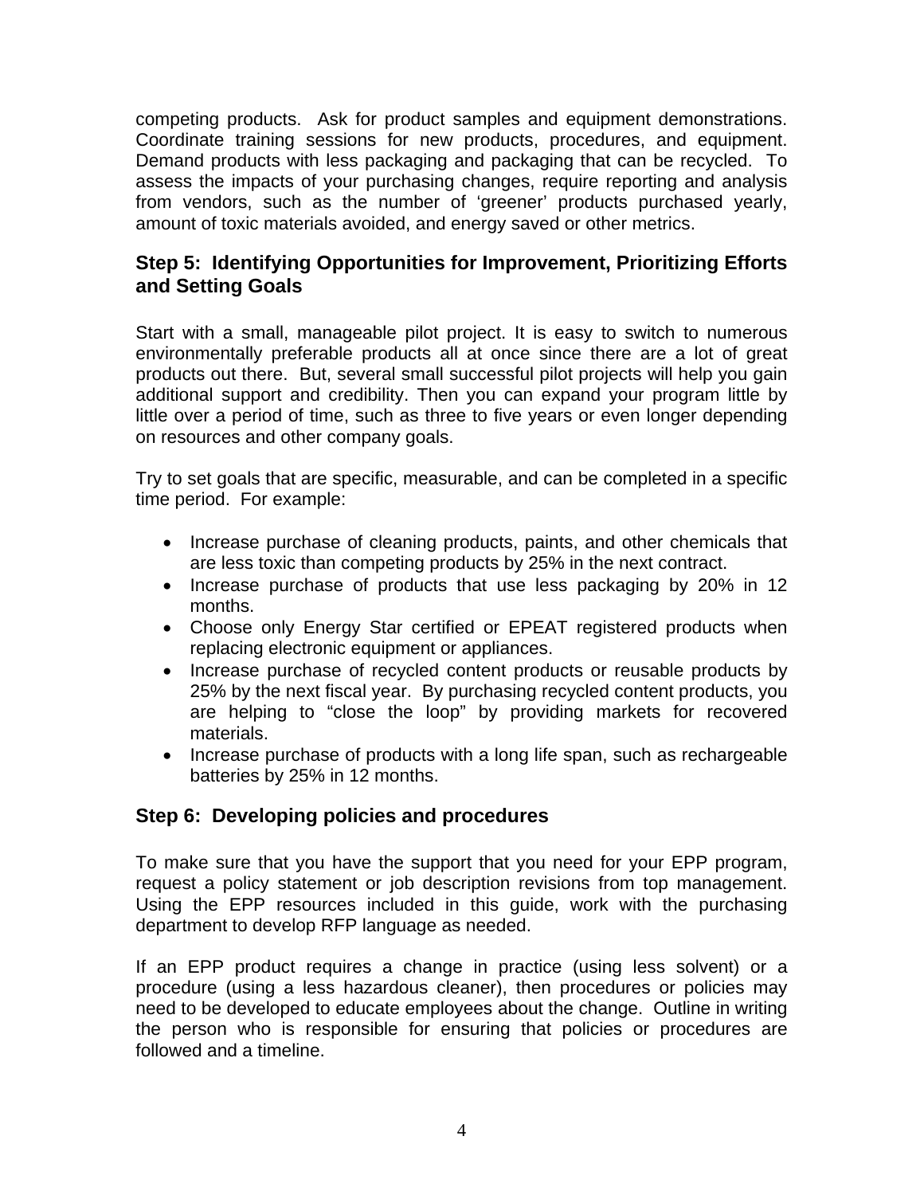competing products. Ask for product samples and equipment demonstrations. Coordinate training sessions for new products, procedures, and equipment. Demand products with less packaging and packaging that can be recycled. To assess the impacts of your purchasing changes, require reporting and analysis from vendors, such as the number of 'greener' products purchased yearly, amount of toxic materials avoided, and energy saved or other metrics.

## Step 5: Identifying Opportunities for Improvement, Prioritizing Efforts and Setting Goals

Start with a small, manageable pilot project. It is easy to switch to numerous environmentally preferable products all at once since there are a lot of great products out there. But, several small successful pilot projects will help you gain additional support and credibility. Then you can expand your program little by little over a period of time, such as three to five years or even longer depending on resources and other company goals.

Try to set goals that are specific, measurable, and can be completed in a specific time period. For example:

- Increase purchase of cleaning products, paints, and other chemicals that are less toxic than competing products by 25% in the next contract.
- Increase purchase of products that use less packaging by 20% in 12 months.
- Choose only Energy Star certified or EPEAT registered products when replacing electronic equipment or appliances.
- Increase purchase of recycled content products or reusable products by 25% by the next fiscal year. By purchasing recycled content products, you are helping to "close the loop" by providing markets for recovered materials.
- Increase purchase of products with a long life span, such as rechargeable batteries by 25% in 12 months.

## Step 6: Developing policies and procedures

To make sure that you have the support that you need for your EPP program, request a policy statement or job description revisions from top management. Using the EPP resources included in this guide, work with the purchasing department to develop RFP language as needed.

If an EPP product requires a change in practice (using less solvent) or a procedure (using a less hazardous cleaner), then procedures or policies may need to be developed to educate employees about the change. Outline in writing the person who is responsible for ensuring that policies or procedures are followed and a timeline.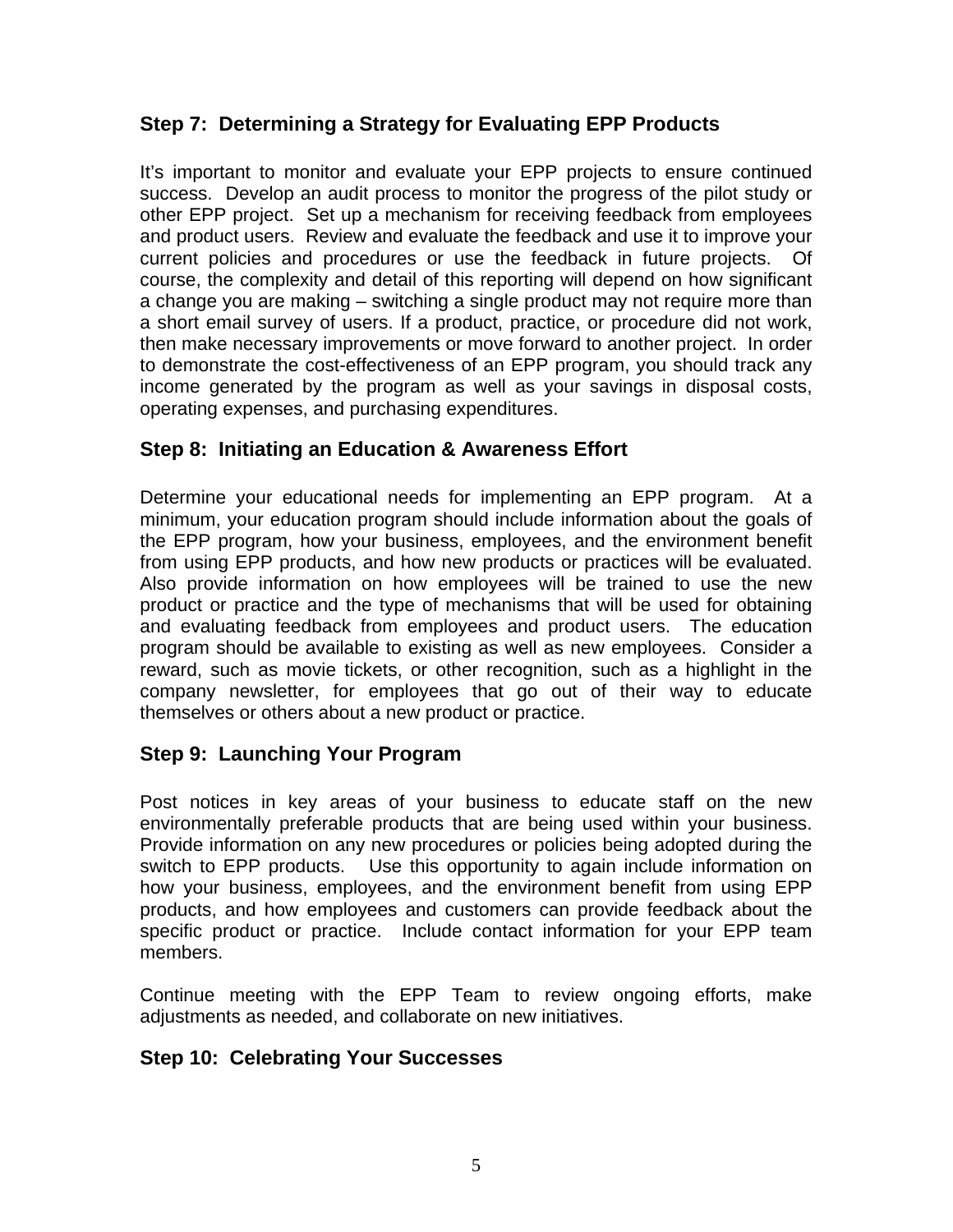### Step 7: Determining a Strategy for Evaluating EPP Products

It's important to monitor and evaluate your EPP projects to ensure continued success. Develop an audit process to monitor the progress of the pilot study or other EPP project. Set up a mechanism for receiving feedback from employees and product users. Review and evaluate the feedback and use it to improve your current policies and procedures or use the feedback in future projects. Of course, the complexity and detail of this reporting will depend on how significant a change you are making – switching a single product may not require more than a short email survey of users. If a product, practice, or procedure did not work, then make necessary improvements or move forward to another project. In order to demonstrate the cost-effectiveness of an EPP program, you should track any income generated by the program as well as your savings in disposal costs, operating expenses, and purchasing expenditures.

### Step 8: Initiating an Education & Awareness Effort

Determine your educational needs for implementing an EPP program. At a minimum, your education program should include information about the goals of the EPP program, how your business, employees, and the environment benefit from using EPP products, and how new products or practices will be evaluated. Also provide information on how employees will be trained to use the new product or practice and the type of mechanisms that will be used for obtaining and evaluating feedback from employees and product users. The education program should be available to existing as well as new employees. Consider a reward, such as movie tickets, or other recognition, such as a highlight in the company newsletter, for employees that go out of their way to educate themselves or others about a new product or practice.

### Step 9: Launching Your Program

Post notices in key areas of your business to educate staff on the new environmentally preferable products that are being used within your business. Provide information on any new procedures or policies being adopted during the switch to EPP products. Use this opportunity to again include information on how your business, employees, and the environment benefit from using EPP products, and how employees and customers can provide feedback about the specific product or practice. Include contact information for your EPP team members.

Continue meeting with the EPP Team to review ongoing efforts, make adjustments as needed, and collaborate on new initiatives.

### Step 10: Celebrating Your Successes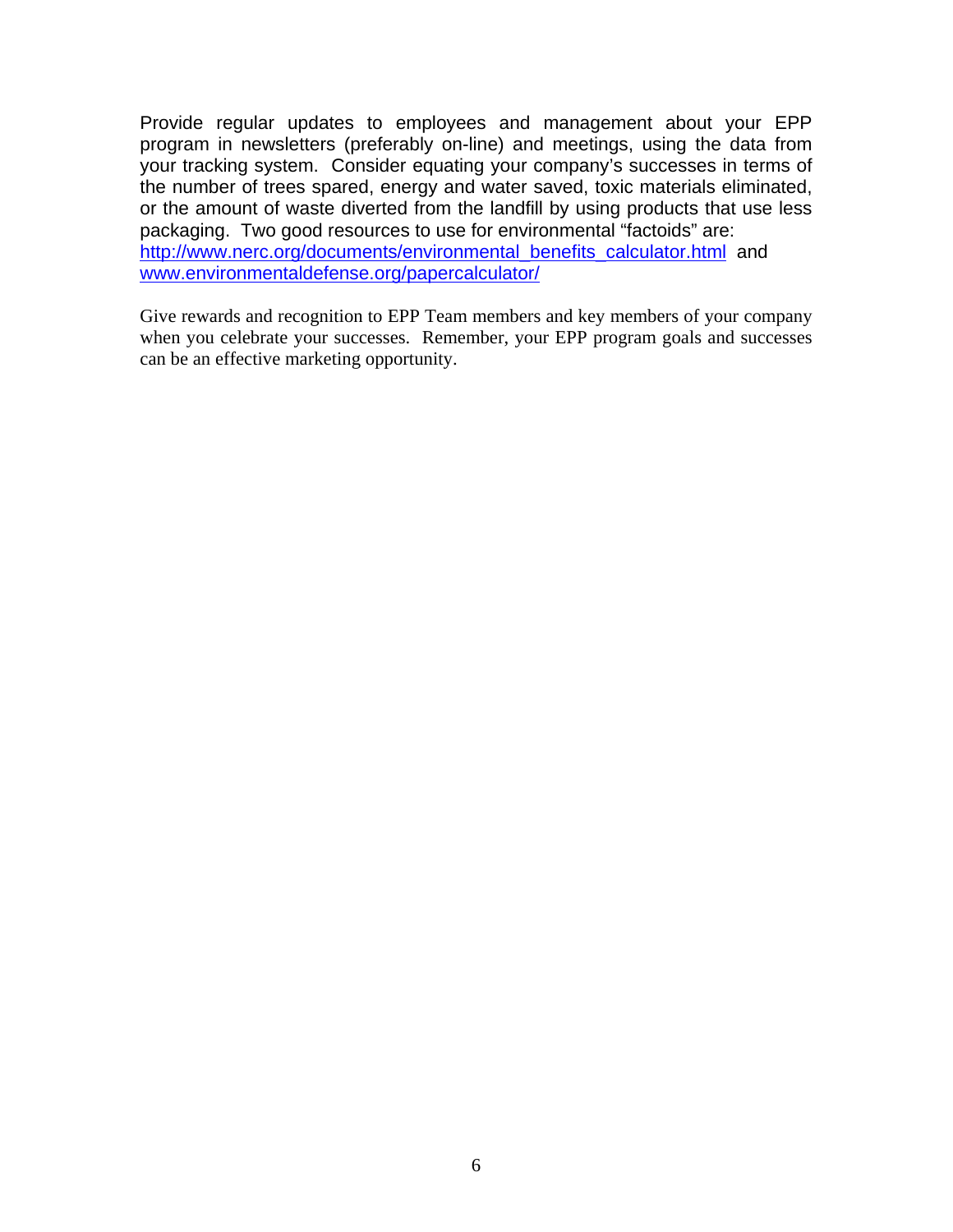Provide regular updates to employees and management about your EPP program in newsletters (preferably on-line) and meetings, using the data from your tracking system. Consider equating your company's successes in terms of the number of trees spared, energy and water saved, toxic materials eliminated, or the amount of waste diverted from the landfill by using products that use less packaging. Two good resources to use for environmental "factoids" are: http://www.nerc.org/documents/environmental_benefits_calculator.html and www.environmentaldefense.org/papercalculator/

Give rewards and recognition to EPP Team members and key members of your company when you celebrate your successes. Remember, your EPP program goals and successes can be an effective marketing opportunity.